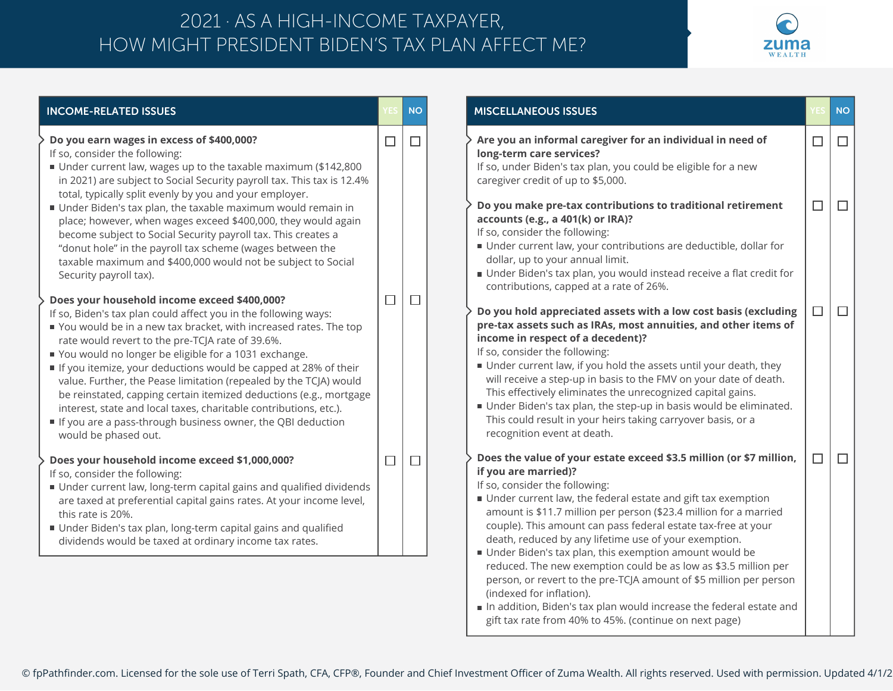# 2021 · AS A HIGH-INCOME TAXPAYER, HOW MIGHT PRESIDENT BIDEN'S TAX PLAN AFFECT ME?

## INCOME-RELATED ISSUES

**Do you earn wages in excess of $400,000?** ☐ YES ☐ NO

If so, consider the following:

- Under current law, wages up to the taxable maximum ($142,800 in 2021) are subject to Social Security payroll tax. This tax is 12.4% total, typically split evenly by you and your employer.
- Under Biden's tax plan, the taxable maximum would remain in place; however, when wages exceed $400,000, they would again become subject to Social Security payroll tax. This creates a "donut hole" in the payroll tax scheme (wages between the taxable maximum and $400,000 would not be subject to Social Security payroll tax).

**Does your household income exceed $400,000?** ☐ YES ☐ NO

If so, Biden's tax plan could affect you in the following ways:

- You would be in a new tax bracket, with increased rates. The top rate would revert to the pre-TCJA rate of 39.6%.
- You would no longer be eligible for a 1031 exchange.
- If you itemize, your deductions would be capped at 28% of their value. Further, the Pease limitation (repealed by the TCJA) would be reinstated, capping certain itemized deductions (e.g., mortgage interest, state and local taxes, charitable contributions, etc.).
- If you are a pass-through business owner, the QBI deduction would be phased out.

**Does your household income exceed $1,000,000?** ☐ YES ☐ NO

If so, consider the following:

- Under current law, long-term capital gains and qualified dividends are taxed at preferential capital gains rates. At your income level, this rate is 20%.
- Under Biden's tax plan, long-term capital gains and qualified dividends would be taxed at ordinary income tax rates.

## MISCELLANEOUS ISSUES

**Are you an informal caregiver for an individual in need of long-term care services?** ☐ YES ☐ NO

If so, under Biden's tax plan, you could be eligible for a new caregiver credit of up to $5,000.

**Do you make pre-tax contributions to traditional retirement accounts (e.g., a 401(k) or IRA)?** ☐ YES ☐ NO

If so, consider the following:

- Under current law, your contributions are deductible, dollar for dollar, up to your annual limit.
- Under Biden's tax plan, you would instead receive a flat credit for contributions, capped at a rate of 26%.

**Do you hold appreciated assets with a low cost basis (excluding pre-tax assets such as IRAs, most annuities, and other items of income in respect of a decedent)?** ☐ YES ☐ NO

If so, consider the following:

- Under current law, if you hold the assets until your death, they will receive a step-up in basis to the FMV on your date of death. This effectively eliminates the unrecognized capital gains.
- Under Biden's tax plan, the step-up in basis would be eliminated. This could result in your heirs taking carryover basis, or a recognition event at death.

**Does the value of your estate exceed $3.5 million (or $7 million, if you are married)?** ☐ YES ☐ NO

If so, consider the following:

- Under current law, the federal estate and gift tax exemption amount is $11.7 million per person ($23.4 million for a married couple). This amount can pass federal estate tax-free at your death, reduced by any lifetime use of your exemption.
- Under Biden's tax plan, this exemption amount would be reduced. The new exemption could be as low as $3.5 million per person, or revert to the pre-TCJA amount of $5 million per person (indexed for inflation).
- In addition, Biden's tax plan would increase the federal estate and gift tax rate from 40% to 45%. (continue on next page)

© fpPathfinder.com. Licensed for the sole use of Terri Spath, CFA, CFP®, Founder and Chief Investment Officer of Zuma Wealth. All rights reserved. Used with permission. Updated 4/1/2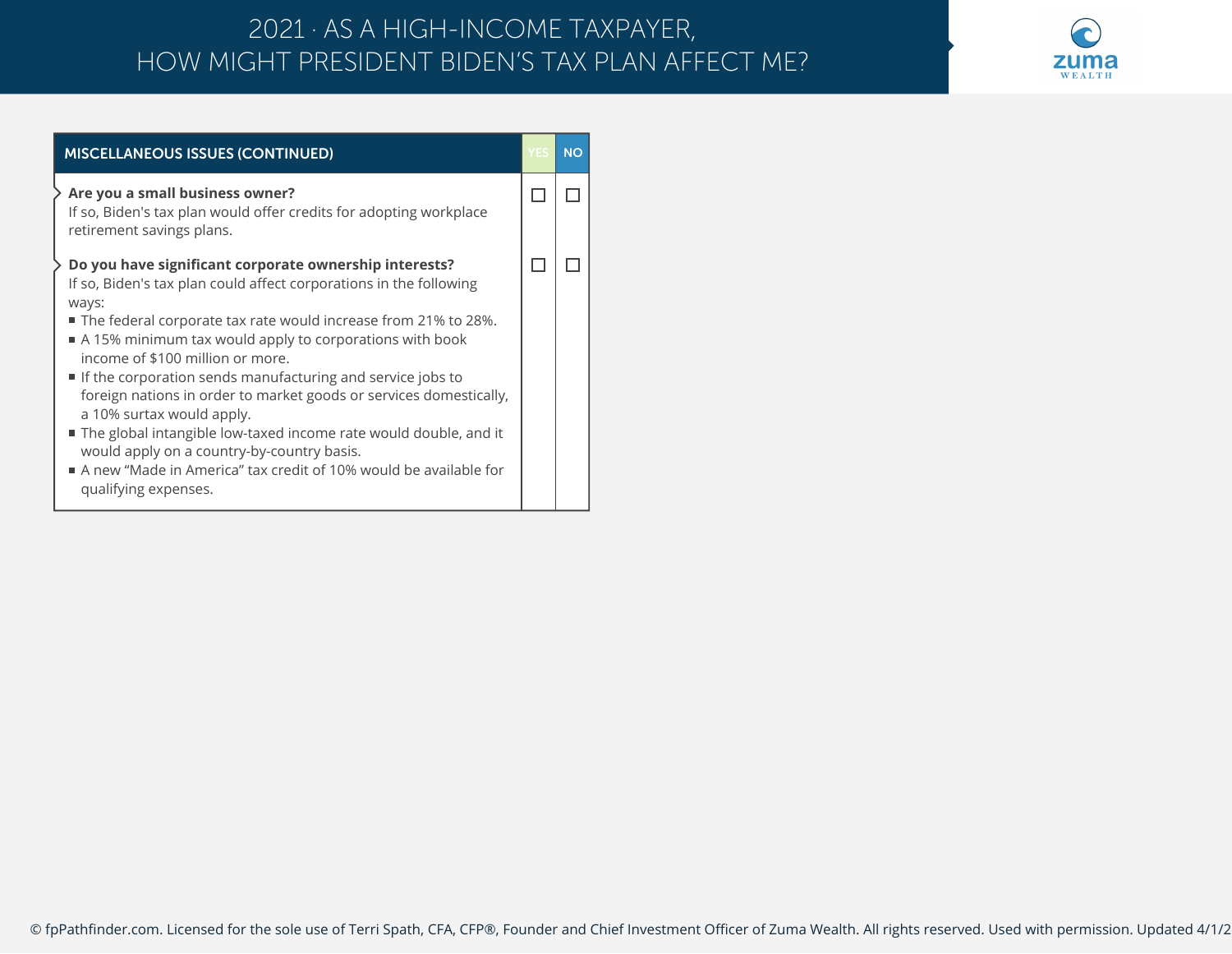# 2021 · AS A HIGH-INCOME TAXPAYER, HOW MIGHT PRESIDENT BIDEN'S TAX PLAN AFFECT ME?

| MISCELLANEOUS ISSUES (CONTINUED) | YES | NO |
|---|---|---|
| **Are you a small business owner?**<br>If so, Biden's tax plan would offer credits for adopting workplace retirement savings plans. | ☐ | ☐ |
| **Do you have significant corporate ownership interests?**<br>If so, Biden's tax plan could affect corporations in the following ways:<br>▪ The federal corporate tax rate would increase from 21% to 28%.<br>▪ A 15% minimum tax would apply to corporations with book income of $100 million or more.<br>▪ If the corporation sends manufacturing and service jobs to foreign nations in order to market goods or services domestically, a 10% surtax would apply.<br>▪ The global intangible low-taxed income rate would double, and it would apply on a country-by-country basis.<br>▪ A new "Made in America" tax credit of 10% would be available for qualifying expenses. | ☐ | ☐ |

© fpPathfinder.com. Licensed for the sole use of Terri Spath, CFA, CFP®, Founder and Chief Investment Officer of Zuma Wealth. All rights reserved. Used with permission. Updated 4/1/2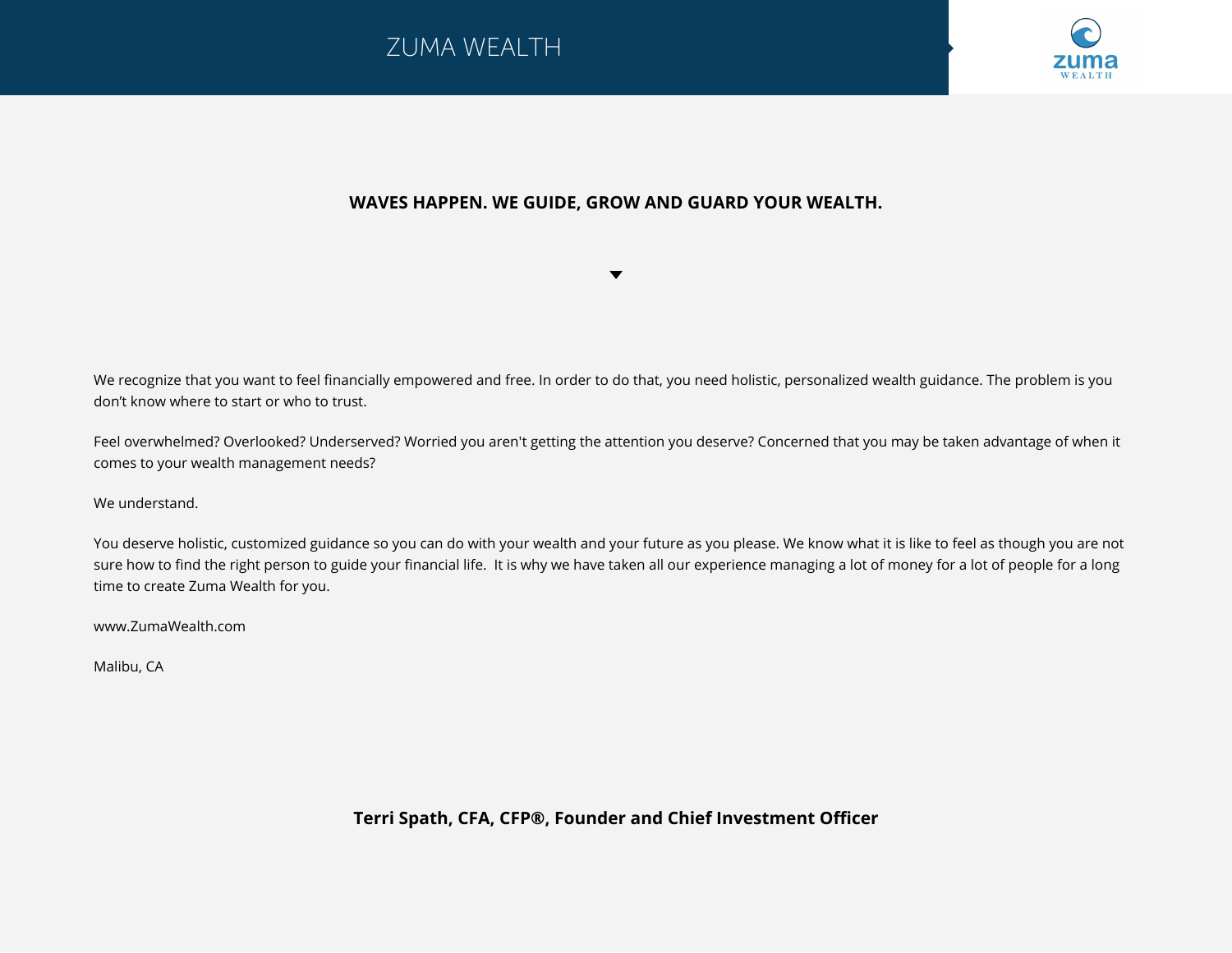# ZUMA WEALTH

**WAVES HAPPEN. WE GUIDE, GROW AND GUARD YOUR WEALTH.**

We recognize that you want to feel financially empowered and free. In order to do that, you need holistic, personalized wealth guidance. The problem is you don't know where to start or who to trust.

Feel overwhelmed? Overlooked? Underserved? Worried you aren't getting the attention you deserve? Concerned that you may be taken advantage of when it comes to your wealth management needs?

We understand.

You deserve holistic, customized guidance so you can do with your wealth and your future as you please. We know what it is like to feel as though you are not sure how to find the right person to guide your financial life. It is why we have taken all our experience managing a lot of money for a lot of people for a long time to create Zuma Wealth for you.

www.ZumaWealth.com

Malibu, CA

**Terri Spath, CFA, CFP®, Founder and Chief Investment Officer**